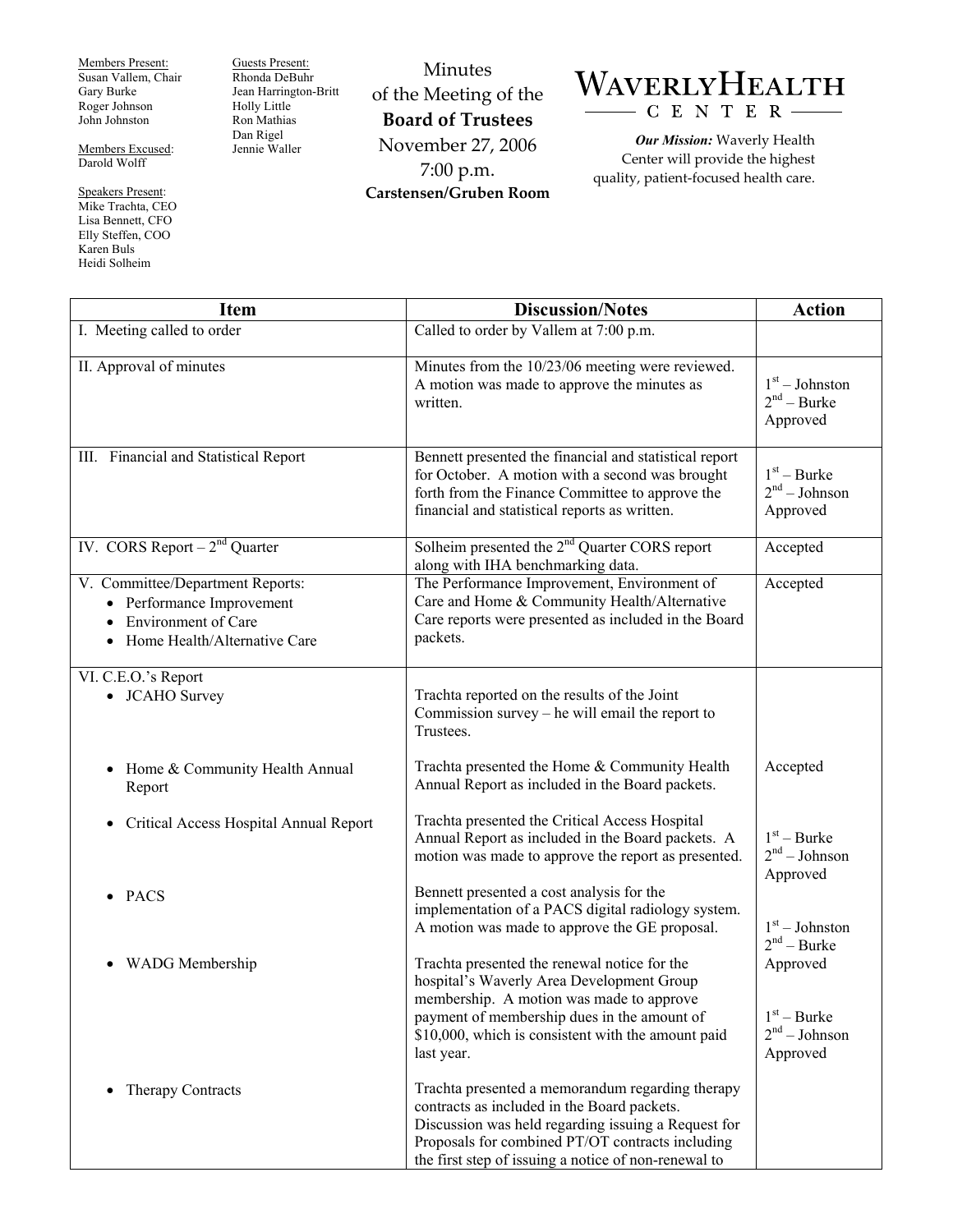Members Present:
Susan Vallem, Chair
Gary Burke
Roger Johnson
John Johnston

Members Excused:
Darold Wolff

Speakers Present:
Mike Trachta, CEO
Lisa Bennett, CFO
Elly Steffen, COO
Karen Buls
Heidi Solheim

Guests Present:
Rhonda DeBuhr
Jean Harrington-Britt
Holly Little
Ron Mathias
Dan Rigel
Jennie Waller

# Minutes of the Meeting of the **Board of Trustees**

November 27, 2006
7:00 p.m.
**Carstensen/Gruben Room**

**WAVERLY HEALTH CENTER**

***Our Mission:*** Waverly Health Center will provide the highest quality, patient-focused health care.

| Item | Discussion/Notes | Action |
|---|---|---|
| I. Meeting called to order | Called to order by Vallem at 7:00 p.m. | |
| II. Approval of minutes | Minutes from the 10/23/06 meeting were reviewed. A motion was made to approve the minutes as written. | 1st – Johnston<br>2nd – Burke<br>Approved |
| III. Financial and Statistical Report | Bennett presented the financial and statistical report for October. A motion with a second was brought forth from the Finance Committee to approve the financial and statistical reports as written. | 1st – Burke<br>2nd – Johnson<br>Approved |
| IV. CORS Report – 2nd Quarter | Solheim presented the 2nd Quarter CORS report along with IHA benchmarking data. | Accepted |
| V. Committee/Department Reports:<br>• Performance Improvement<br>• Environment of Care<br>• Home Health/Alternative Care | The Performance Improvement, Environment of Care and Home & Community Health/Alternative Care reports were presented as included in the Board packets. | Accepted |
| VI. C.E.O.'s Report | | |
| • JCAHO Survey | Trachta reported on the results of the Joint Commission survey – he will email the report to Trustees. | |
| • Home & Community Health Annual Report | Trachta presented the Home & Community Health Annual Report as included in the Board packets. | Accepted |
| • Critical Access Hospital Annual Report | Trachta presented the Critical Access Hospital Annual Report as included in the Board packets. A motion was made to approve the report as presented. | 1st – Burke<br>2nd – Johnson<br>Approved |
| • PACS | Bennett presented a cost analysis for the implementation of a PACS digital radiology system. A motion was made to approve the GE proposal. | 1st – Johnston<br>2nd – Burke<br>Approved |
| • WADG Membership | Trachta presented the renewal notice for the hospital's Waverly Area Development Group membership. A motion was made to approve payment of membership dues in the amount of $10,000, which is consistent with the amount paid last year. | 1st – Burke<br>2nd – Johnson<br>Approved |
| • Therapy Contracts | Trachta presented a memorandum regarding therapy contracts as included in the Board packets. Discussion was held regarding issuing a Request for Proposals for combined PT/OT contracts including the first step of issuing a notice of non-renewal to | |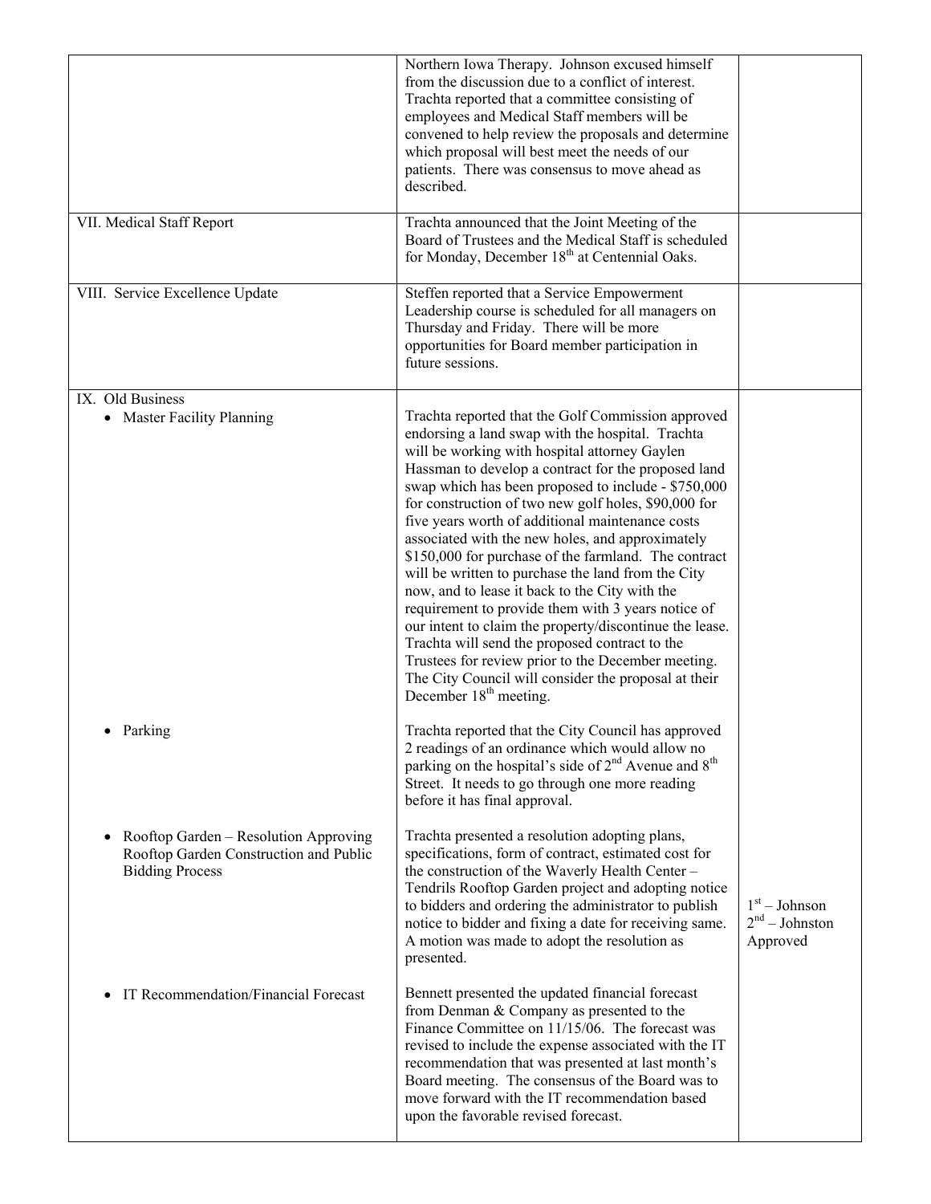| | | |
|---|---|---|
| | Northern Iowa Therapy. Johnson excused himself from the discussion due to a conflict of interest. Trachta reported that a committee consisting of employees and Medical Staff members will be convened to help review the proposals and determine which proposal will best meet the needs of our patients. There was consensus to move ahead as described. | |
| VII. Medical Staff Report | Trachta announced that the Joint Meeting of the Board of Trustees and the Medical Staff is scheduled for Monday, December 18th at Centennial Oaks. | |
| VIII. Service Excellence Update | Steffen reported that a Service Empowerment Leadership course is scheduled for all managers on Thursday and Friday. There will be more opportunities for Board member participation in future sessions. | |
| IX. Old Business<br>• Master Facility Planning | Trachta reported that the Golf Commission approved endorsing a land swap with the hospital. Trachta will be working with hospital attorney Gaylen Hassman to develop a contract for the proposed land swap which has been proposed to include - $750,000 for construction of two new golf holes, $90,000 for five years worth of additional maintenance costs associated with the new holes, and approximately $150,000 for purchase of the farmland. The contract will be written to purchase the land from the City now, and to lease it back to the City with the requirement to provide them with 3 years notice of our intent to claim the property/discontinue the lease. Trachta will send the proposed contract to the Trustees for review prior to the December meeting. The City Council will consider the proposal at their December 18th meeting. | |
| • Parking | Trachta reported that the City Council has approved 2 readings of an ordinance which would allow no parking on the hospital's side of 2nd Avenue and 8th Street. It needs to go through one more reading before it has final approval. | |
| • Rooftop Garden – Resolution Approving Rooftop Garden Construction and Public Bidding Process | Trachta presented a resolution adopting plans, specifications, form of contract, estimated cost for the construction of the Waverly Health Center – Tendrils Rooftop Garden project and adopting notice to bidders and ordering the administrator to publish notice to bidder and fixing a date for receiving same. A motion was made to adopt the resolution as presented. | 1st – Johnson<br>2nd – Johnston<br>Approved |
| • IT Recommendation/Financial Forecast | Bennett presented the updated financial forecast from Denman & Company as presented to the Finance Committee on 11/15/06. The forecast was revised to include the expense associated with the IT recommendation that was presented at last month's Board meeting. The consensus of the Board was to move forward with the IT recommendation based upon the favorable revised forecast. | |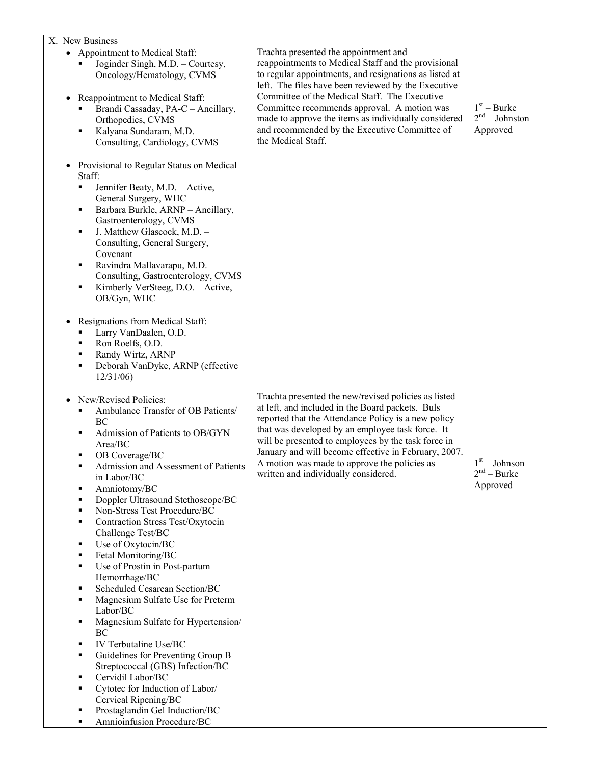| X. New Business | | |
|---|---|---|
| • Appointment to Medical Staff:<br>▪ Joginder Singh, M.D. – Courtesy, Oncology/Hematology, CVMS<br><br>• Reappointment to Medical Staff:<br>▪ Brandi Cassaday, PA-C – Ancillary, Orthopedics, CVMS<br>▪ Kalyana Sundaram, M.D. – Consulting, Cardiology, CVMS<br><br>• Provisional to Regular Status on Medical Staff:<br>▪ Jennifer Beaty, M.D. – Active, General Surgery, WHC<br>▪ Barbara Burkle, ARNP – Ancillary, Gastroenterology, CVMS<br>▪ J. Matthew Glascock, M.D. – Consulting, General Surgery, Covenant<br>▪ Ravindra Mallavarapu, M.D. – Consulting, Gastroenterology, CVMS<br>▪ Kimberly VerSteeg, D.O. – Active, OB/Gyn, WHC<br><br>• Resignations from Medical Staff:<br>▪ Larry VanDaalen, O.D.<br>▪ Ron Roelfs, O.D.<br>▪ Randy Wirtz, ARNP<br>▪ Deborah VanDyke, ARNP (effective 12/31/06) | Trachta presented the appointment and reappointments to Medical Staff and the provisional to regular appointments, and resignations as listed at left. The files have been reviewed by the Executive Committee of the Medical Staff. The Executive Committee recommends approval. A motion was made to approve the items as individually considered and recommended by the Executive Committee of the Medical Staff. | 1st – Burke<br>2nd – Johnston<br>Approved |
| • New/Revised Policies:<br>▪ Ambulance Transfer of OB Patients/ BC<br>▪ Admission of Patients to OB/GYN Area/BC<br>▪ OB Coverage/BC<br>▪ Admission and Assessment of Patients in Labor/BC<br>▪ Amniotomy/BC<br>▪ Doppler Ultrasound Stethoscope/BC<br>▪ Non-Stress Test Procedure/BC<br>▪ Contraction Stress Test/Oxytocin Challenge Test/BC<br>▪ Use of Oxytocin/BC<br>▪ Fetal Monitoring/BC<br>▪ Use of Prostin in Post-partum Hemorrhage/BC<br>▪ Scheduled Cesarean Section/BC<br>▪ Magnesium Sulfate Use for Preterm Labor/BC<br>▪ Magnesium Sulfate for Hypertension/ BC<br>▪ IV Terbutaline Use/BC<br>▪ Guidelines for Preventing Group B Streptococcal (GBS) Infection/BC<br>▪ Cervidil Labor/BC<br>▪ Cytotec for Induction of Labor/ Cervical Ripening/BC<br>▪ Prostaglandin Gel Induction/BC<br>▪ Amnioinfusion Procedure/BC | Trachta presented the new/revised policies as listed at left, and included in the Board packets. Buls reported that the Attendance Policy is a new policy that was developed by an employee task force. It will be presented to employees by the task force in January and will become effective in February, 2007. A motion was made to approve the policies as written and individually considered. | 1st – Johnson<br>2nd – Burke<br>Approved |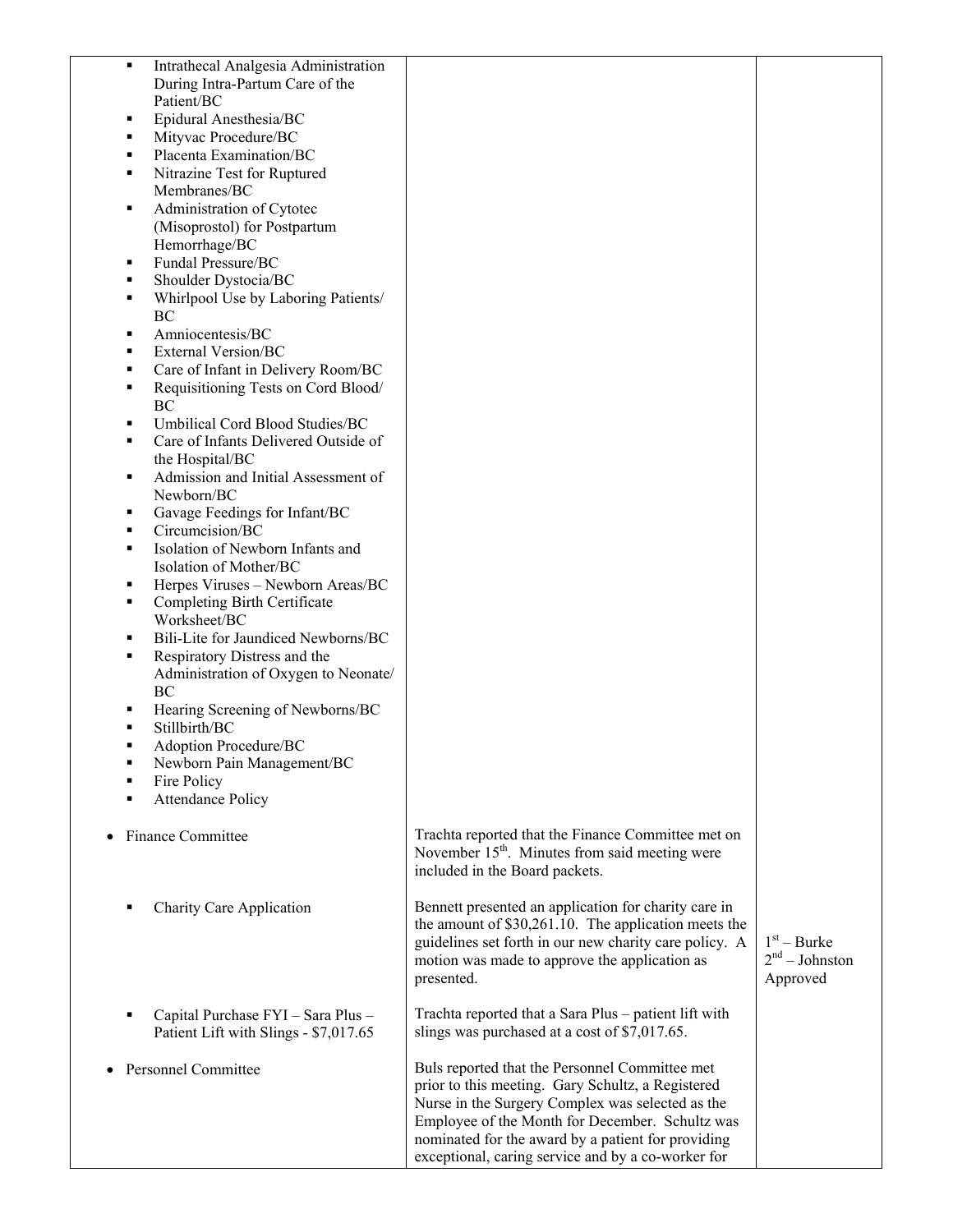| | | |
|---|---|---|
| ▪ Intrathecal Analgesia Administration During Intra-Partum Care of the Patient/BC<br>▪ Epidural Anesthesia/BC<br>▪ Mityvac Procedure/BC<br>▪ Placenta Examination/BC<br>▪ Nitrazine Test for Ruptured Membranes/BC<br>▪ Administration of Cytotec (Misoprostol) for Postpartum Hemorrhage/BC<br>▪ Fundal Pressure/BC<br>▪ Shoulder Dystocia/BC<br>▪ Whirlpool Use by Laboring Patients/ BC<br>▪ Amniocentesis/BC<br>▪ External Version/BC<br>▪ Care of Infant in Delivery Room/BC<br>▪ Requisitioning Tests on Cord Blood/ BC<br>▪ Umbilical Cord Blood Studies/BC<br>▪ Care of Infants Delivered Outside of the Hospital/BC<br>▪ Admission and Initial Assessment of Newborn/BC<br>▪ Gavage Feedings for Infant/BC<br>▪ Circumcision/BC<br>▪ Isolation of Newborn Infants and Isolation of Mother/BC<br>▪ Herpes Viruses – Newborn Areas/BC<br>▪ Completing Birth Certificate Worksheet/BC<br>▪ Bili-Lite for Jaundiced Newborns/BC<br>▪ Respiratory Distress and the Administration of Oxygen to Neonate/ BC<br>▪ Hearing Screening of Newborns/BC<br>▪ Stillbirth/BC<br>▪ Adoption Procedure/BC<br>▪ Newborn Pain Management/BC<br>▪ Fire Policy<br>▪ Attendance Policy | | |
| • Finance Committee | Trachta reported that the Finance Committee met on November 15th. Minutes from said meeting were included in the Board packets. | |
| ▪ Charity Care Application | Bennett presented an application for charity care in the amount of $30,261.10. The application meets the guidelines set forth in our new charity care policy. A motion was made to approve the application as presented. | 1st – Burke<br>2nd – Johnston<br>Approved |
| ▪ Capital Purchase FYI – Sara Plus – Patient Lift with Slings - $7,017.65 | Trachta reported that a Sara Plus – patient lift with slings was purchased at a cost of $7,017.65. | |
| • Personnel Committee | Buls reported that the Personnel Committee met prior to this meeting. Gary Schultz, a Registered Nurse in the Surgery Complex was selected as the Employee of the Month for December. Schultz was nominated for the award by a patient for providing exceptional, caring service and by a co-worker for | |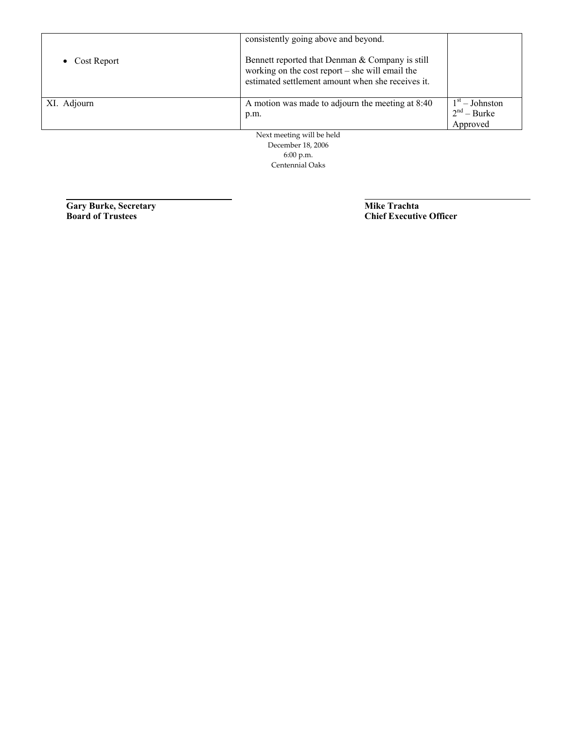| | | |
|---|---|---|
| • Cost Report | consistently going above and beyond.<br><br>Bennett reported that Denman & Company is still working on the cost report – she will email the estimated settlement amount when she receives it. | |
| XI. Adjourn | A motion was made to adjourn the meeting at 8:40 p.m. | 1st – Johnston<br>2nd – Burke<br>Approved |

Next meeting will be held
December 18, 2006
6:00 p.m.
Centennial Oaks

**Gary Burke, Secretary**
**Board of Trustees**

**Mike Trachta**
**Chief Executive Officer**